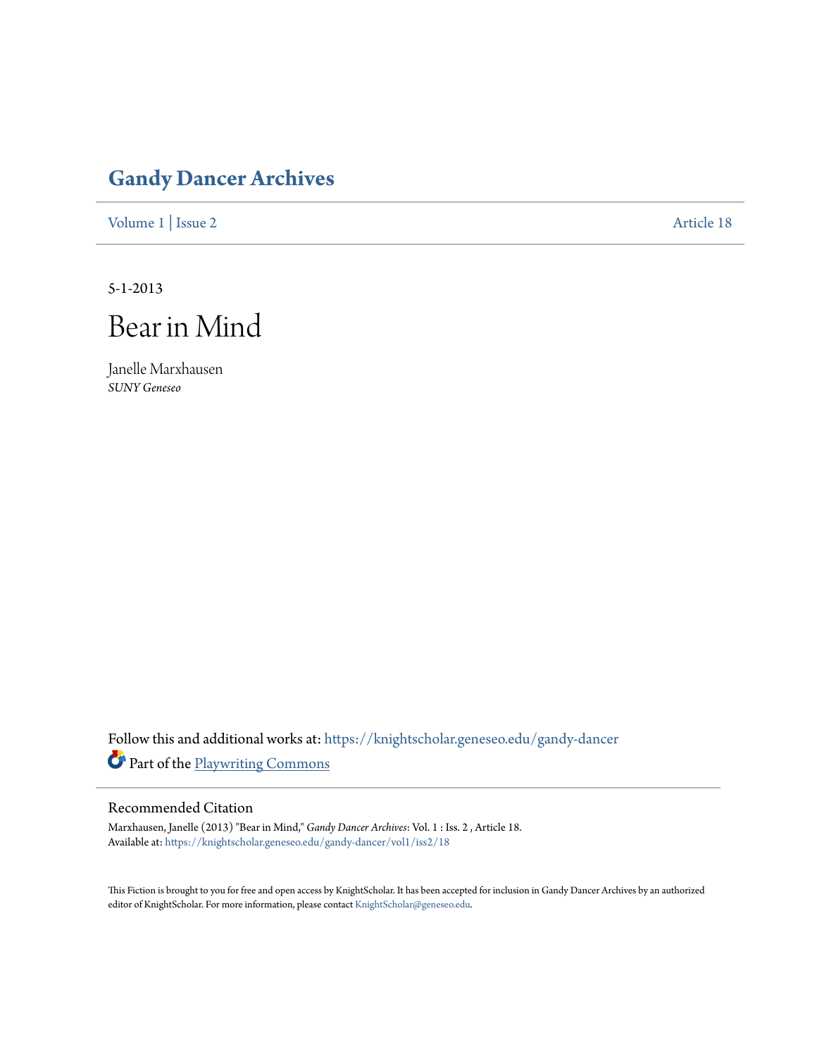# Gandy Dancer Archives

Volume 1 | Issue 2 Article 18

5-1-2013

# Bear in Mind

Janelle Marxhausen
*SUNY Geneseo*

Follow this and additional works at: https://knightscholar.geneseo.edu/gandy-dancer

Part of the Playwriting Commons

## Recommended Citation

Marxhausen, Janelle (2013) "Bear in Mind," *Gandy Dancer Archives*: Vol. 1 : Iss. 2 , Article 18.
Available at: https://knightscholar.geneseo.edu/gandy-dancer/vol1/iss2/18

This Fiction is brought to you for free and open access by KnightScholar. It has been accepted for inclusion in Gandy Dancer Archives by an authorized editor of KnightScholar. For more information, please contact KnightScholar@geneseo.edu.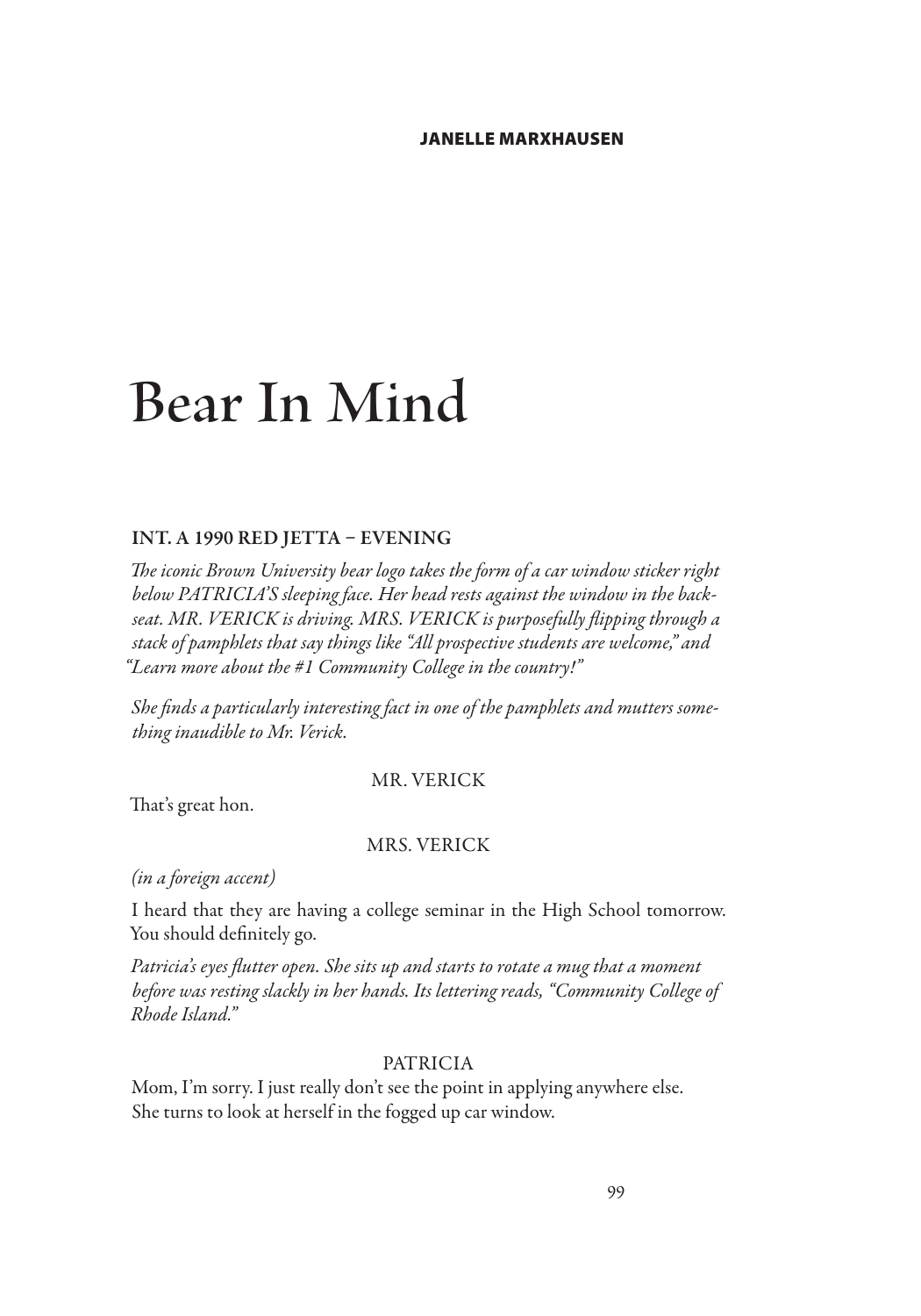**JANELLE MARXHAUSEN**

# Bear In Mind

**INT. A 1990 RED JETTA – EVENING**

*The iconic Brown University bear logo takes the form of a car window sticker right below PATRICIA'S sleeping face. Her head rests against the window in the back-seat. MR. VERICK is driving. MRS. VERICK is purposefully flipping through a stack of pamphlets that say things like "All prospective students are welcome," and "Learn more about the #1 Community College in the country!"*

*She finds a particularly interesting fact in one of the pamphlets and mutters something inaudible to Mr. Verick.*

MR. VERICK

That's great hon.

MRS. VERICK

*(in a foreign accent)*

I heard that they are having a college seminar in the High School tomorrow. You should definitely go.

*Patricia's eyes flutter open. She sits up and starts to rotate a mug that a moment before was resting slackly in her hands. Its lettering reads, "Community College of Rhode Island."*

PATRICIA

Mom, I'm sorry. I just really don't see the point in applying anywhere else.
She turns to look at herself in the fogged up car window.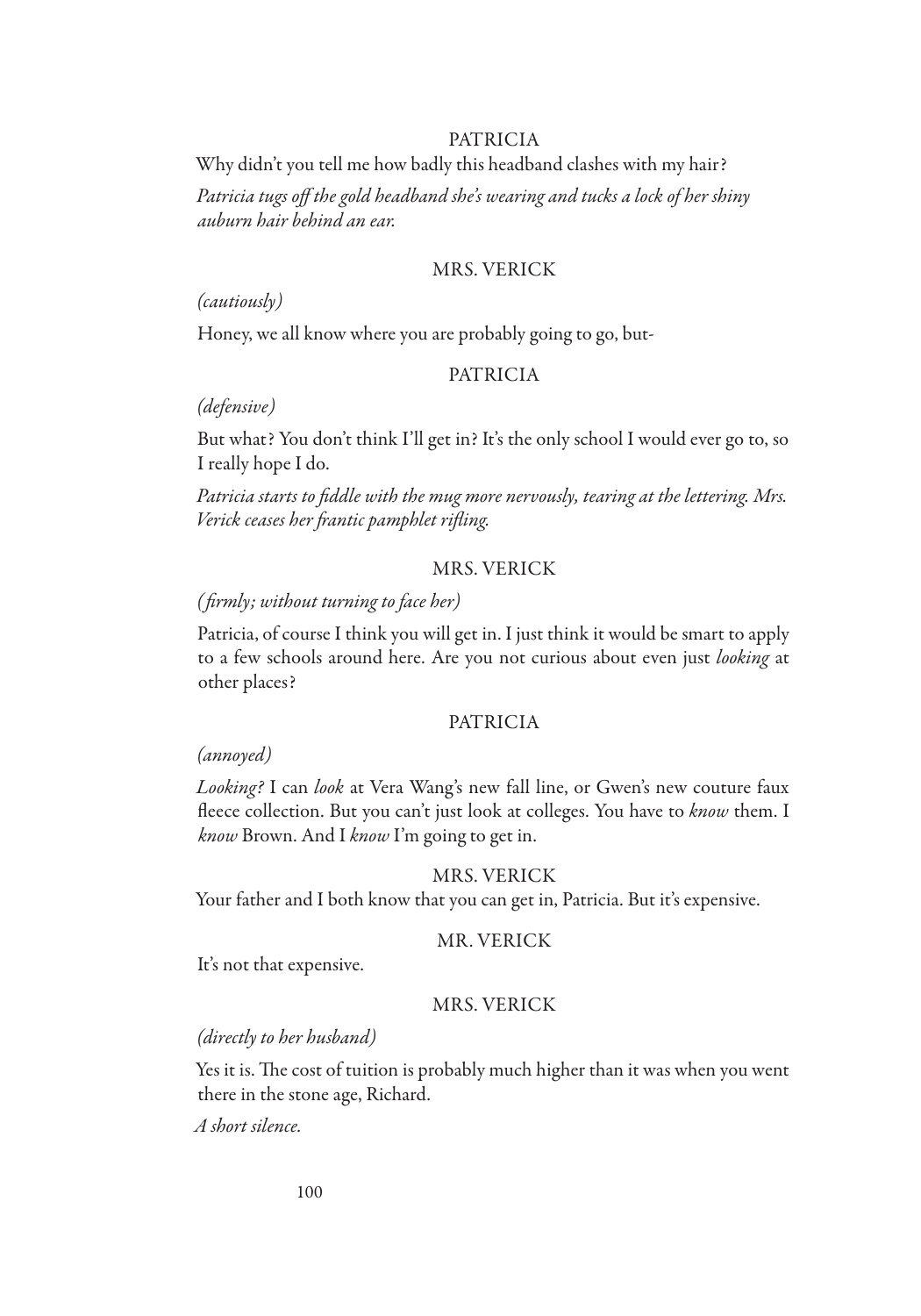PATRICIA

Why didn't you tell me how badly this headband clashes with my hair?

*Patricia tugs off the gold headband she's wearing and tucks a lock of her shiny auburn hair behind an ear.*

MRS. VERICK

*(cautiously)*

Honey, we all know where you are probably going to go, but-

PATRICIA

*(defensive)*

But what? You don't think I'll get in? It's the only school I would ever go to, so I really hope I do.

*Patricia starts to fiddle with the mug more nervously, tearing at the lettering. Mrs. Verick ceases her frantic pamphlet rifling.*

MRS. VERICK

*(firmly; without turning to face her)*

Patricia, of course I think you will get in. I just think it would be smart to apply to a few schools around here. Are you not curious about even just *looking* at other places?

PATRICIA

*(annoyed)*

*Looking?* I can *look* at Vera Wang's new fall line, or Gwen's new couture faux fleece collection. But you can't just look at colleges. You have to *know* them. I *know* Brown. And I *know* I'm going to get in.

MRS. VERICK

Your father and I both know that you can get in, Patricia. But it's expensive.

MR. VERICK

It's not that expensive.

MRS. VERICK

*(directly to her husband)*

Yes it is. The cost of tuition is probably much higher than it was when you went there in the stone age, Richard.

*A short silence.*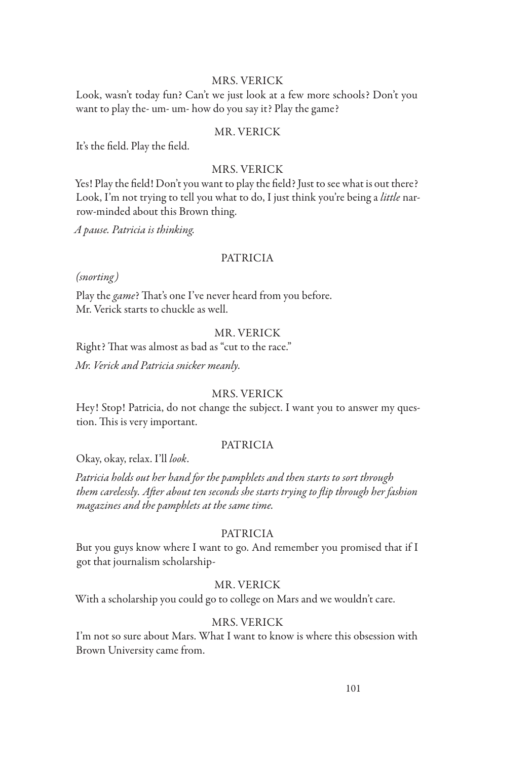MRS. VERICK

Look, wasn't today fun? Can't we just look at a few more schools? Don't you want to play the- um- um- how do you say it? Play the game?

MR. VERICK

It's the field. Play the field.

MRS. VERICK

Yes! Play the field! Don't you want to play the field? Just to see what is out there? Look, I'm not trying to tell you what to do, I just think you're being a *little* narrow-minded about this Brown thing.

*A pause. Patricia is thinking.*

PATRICIA

*(snorting)*

Play the *game*? That's one I've never heard from you before.
Mr. Verick starts to chuckle as well.

MR. VERICK

Right? That was almost as bad as "cut to the race."

*Mr. Verick and Patricia snicker meanly.*

MRS. VERICK

Hey! Stop! Patricia, do not change the subject. I want you to answer my question. This is very important.

PATRICIA

Okay, okay, relax. I'll *look*.

*Patricia holds out her hand for the pamphlets and then starts to sort through them carelessly. After about ten seconds she starts trying to flip through her fashion magazines and the pamphlets at the same time.*

PATRICIA

But you guys know where I want to go. And remember you promised that if I got that journalism scholarship-

MR. VERICK

With a scholarship you could go to college on Mars and we wouldn't care.

MRS. VERICK

I'm not so sure about Mars. What I want to know is where this obsession with Brown University came from.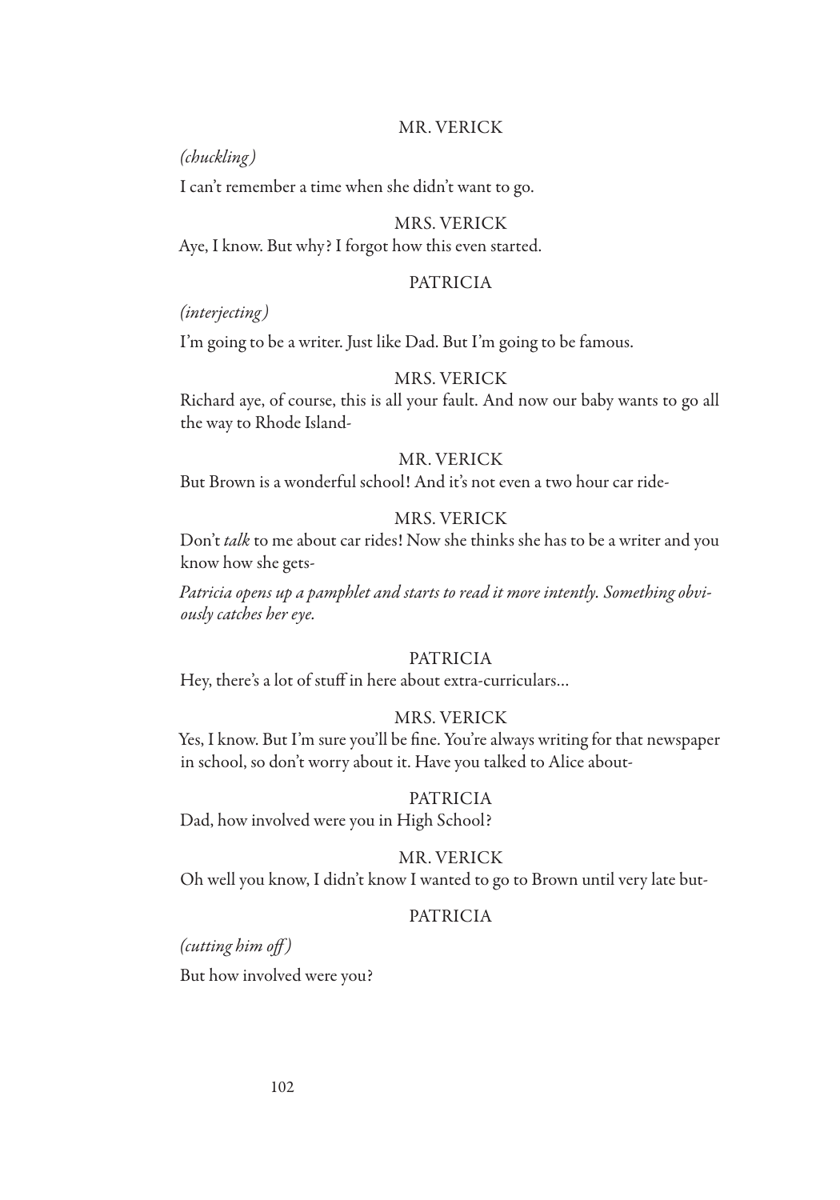MR. VERICK

*(chuckling)*

I can't remember a time when she didn't want to go.

MRS. VERICK

Aye, I know. But why? I forgot how this even started.

PATRICIA

*(interjecting)*

I'm going to be a writer. Just like Dad. But I'm going to be famous.

MRS. VERICK

Richard aye, of course, this is all your fault. And now our baby wants to go all the way to Rhode Island-

MR. VERICK

But Brown is a wonderful school! And it's not even a two hour car ride-

MRS. VERICK

Don't *talk* to me about car rides! Now she thinks she has to be a writer and you know how she gets-

*Patricia opens up a pamphlet and starts to read it more intently. Something obviously catches her eye.*

PATRICIA

Hey, there's a lot of stuff in here about extra-curriculars…

MRS. VERICK

Yes, I know. But I'm sure you'll be fine. You're always writing for that newspaper in school, so don't worry about it. Have you talked to Alice about-

PATRICIA

Dad, how involved were you in High School?

MR. VERICK

Oh well you know, I didn't know I wanted to go to Brown until very late but-

PATRICIA

*(cutting him off)*

But how involved were you?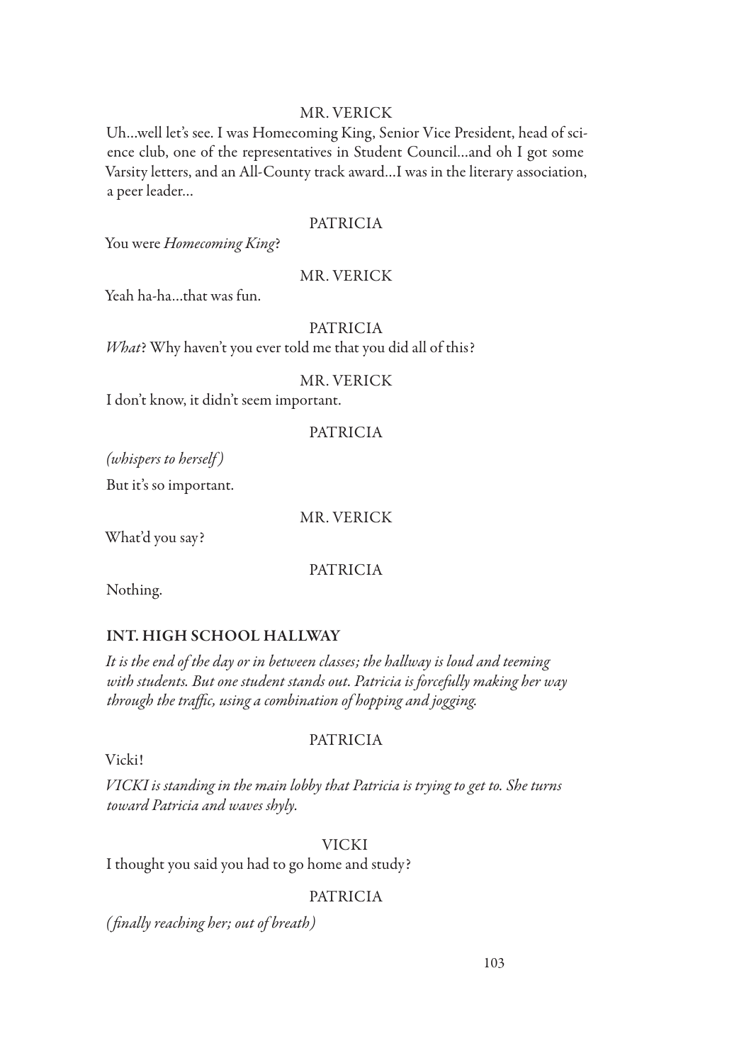MR. VERICK

Uh...well let's see. I was Homecoming King, Senior Vice President, head of science club, one of the representatives in Student Council...and oh I got some Varsity letters, and an All-County track award...I was in the literary association, a peer leader...

PATRICIA

You were *Homecoming King*?

MR. VERICK

Yeah ha-ha...that was fun.

PATRICIA

*What*? Why haven't you ever told me that you did all of this?

MR. VERICK

I don't know, it didn't seem important.

PATRICIA

*(whispers to herself)*

But it's so important.

MR. VERICK

What'd you say?

PATRICIA

Nothing.

**INT. HIGH SCHOOL HALLWAY**

*It is the end of the day or in between classes; the hallway is loud and teeming with students. But one student stands out. Patricia is forcefully making her way through the traffic, using a combination of hopping and jogging.*

PATRICIA

Vicki!

*VICKI is standing in the main lobby that Patricia is trying to get to. She turns toward Patricia and waves shyly.*

VICKI

I thought you said you had to go home and study?

PATRICIA

*(finally reaching her; out of breath)*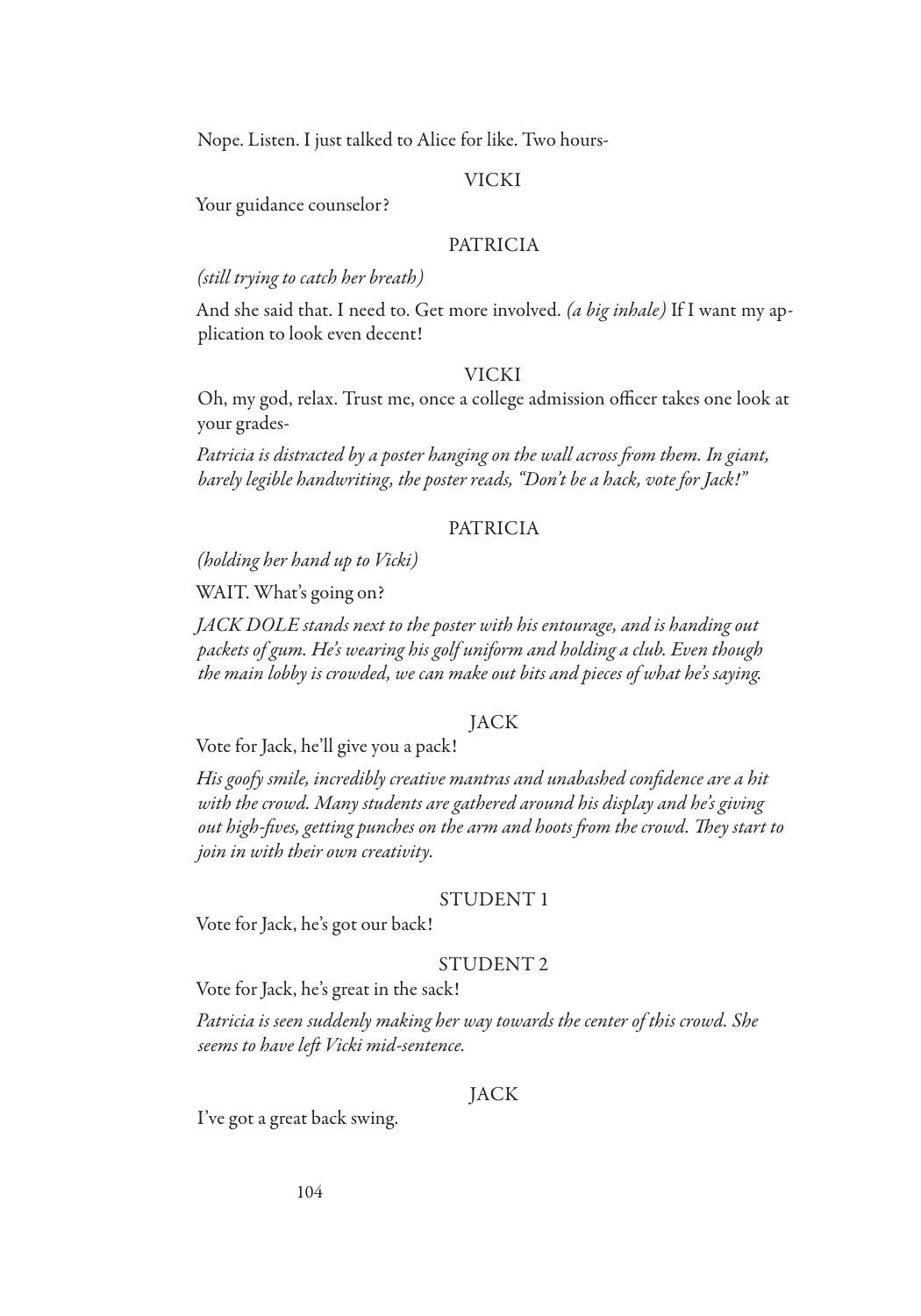Nope. Listen. I just talked to Alice for like. Two hours-

VICKI

Your guidance counselor?

PATRICIA

*(still trying to catch her breath)*

And she said that. I need to. Get more involved. *(a big inhale)* If I want my application to look even decent!

VICKI

Oh, my god, relax. Trust me, once a college admission officer takes one look at your grades-

*Patricia is distracted by a poster hanging on the wall across from them. In giant, barely legible handwriting, the poster reads, "Don't be a hack, vote for Jack!"*

PATRICIA

*(holding her hand up to Vicki)*

WAIT. What's going on?

*JACK DOLE stands next to the poster with his entourage, and is handing out packets of gum. He's wearing his golf uniform and holding a club. Even though the main lobby is crowded, we can make out bits and pieces of what he's saying.*

JACK

Vote for Jack, he'll give you a pack!

*His goofy smile, incredibly creative mantras and unabashed confidence are a hit with the crowd. Many students are gathered around his display and he's giving out high-fives, getting punches on the arm and hoots from the crowd. They start to join in with their own creativity.*

STUDENT 1

Vote for Jack, he's got our back!

STUDENT 2

Vote for Jack, he's great in the sack!

*Patricia is seen suddenly making her way towards the center of this crowd. She seems to have left Vicki mid-sentence.*

JACK

I've got a great back swing.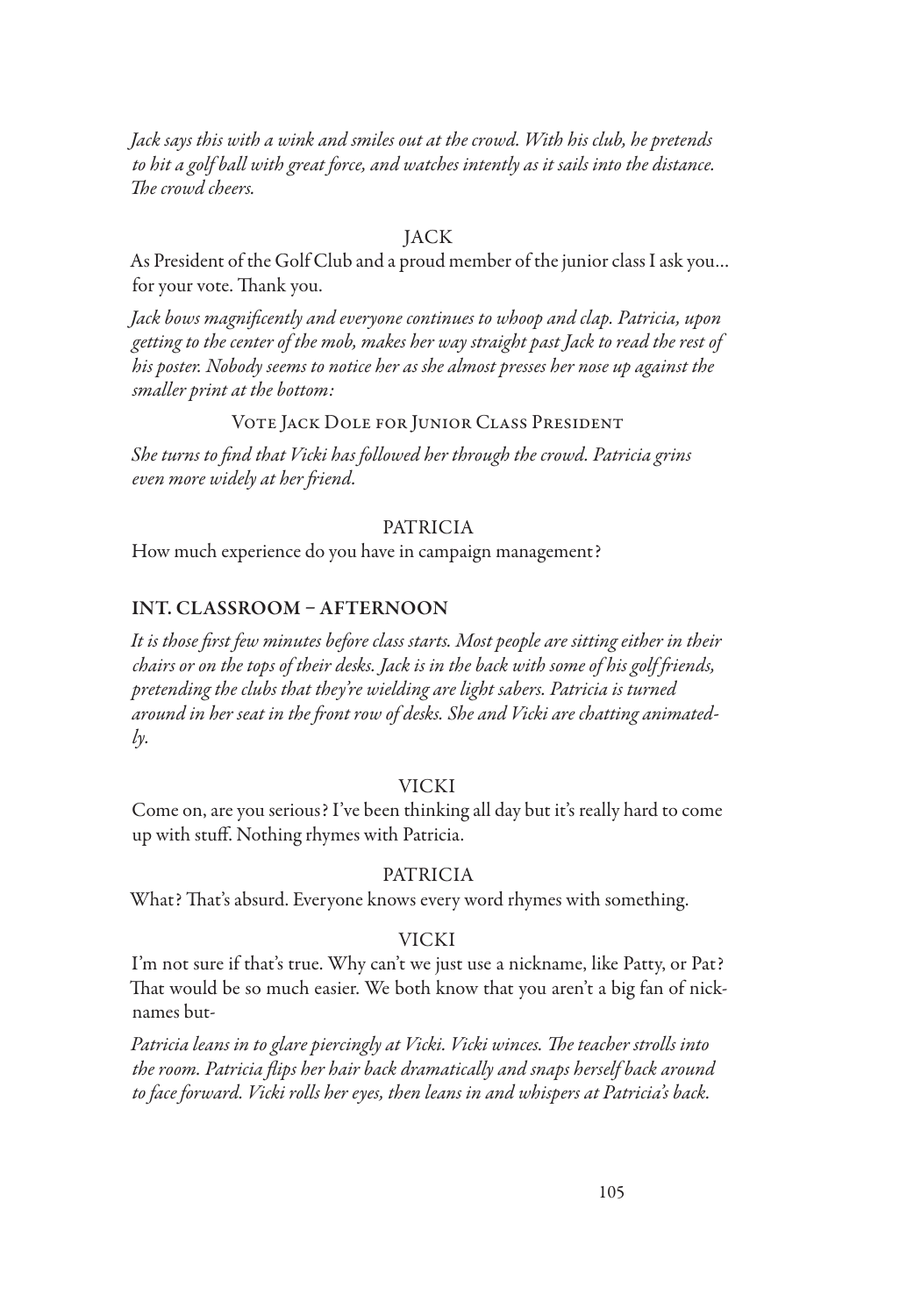*Jack says this with a wink and smiles out at the crowd. With his club, he pretends to hit a golf ball with great force, and watches intently as it sails into the distance. The crowd cheers.*

JACK

As President of the Golf Club and a proud member of the junior class I ask you… for your vote. Thank you.

*Jack bows magnificently and everyone continues to whoop and clap. Patricia, upon getting to the center of the mob, makes her way straight past Jack to read the rest of his poster. Nobody seems to notice her as she almost presses her nose up against the smaller print at the bottom:*

VOTE JACK DOLE FOR JUNIOR CLASS PRESIDENT

*She turns to find that Vicki has followed her through the crowd. Patricia grins even more widely at her friend.*

PATRICIA

How much experience do you have in campaign management?

**INT. CLASSROOM – AFTERNOON**

*It is those first few minutes before class starts. Most people are sitting either in their chairs or on the tops of their desks. Jack is in the back with some of his golf friends, pretending the clubs that they're wielding are light sabers. Patricia is turned around in her seat in the front row of desks. She and Vicki are chatting animatedly.*

VICKI

Come on, are you serious? I've been thinking all day but it's really hard to come up with stuff. Nothing rhymes with Patricia.

PATRICIA

What? That's absurd. Everyone knows every word rhymes with something.

VICKI

I'm not sure if that's true. Why can't we just use a nickname, like Patty, or Pat? That would be so much easier. We both know that you aren't a big fan of nicknames but-

*Patricia leans in to glare piercingly at Vicki. Vicki winces. The teacher strolls into the room. Patricia flips her hair back dramatically and snaps herself back around to face forward. Vicki rolls her eyes, then leans in and whispers at Patricia's back.*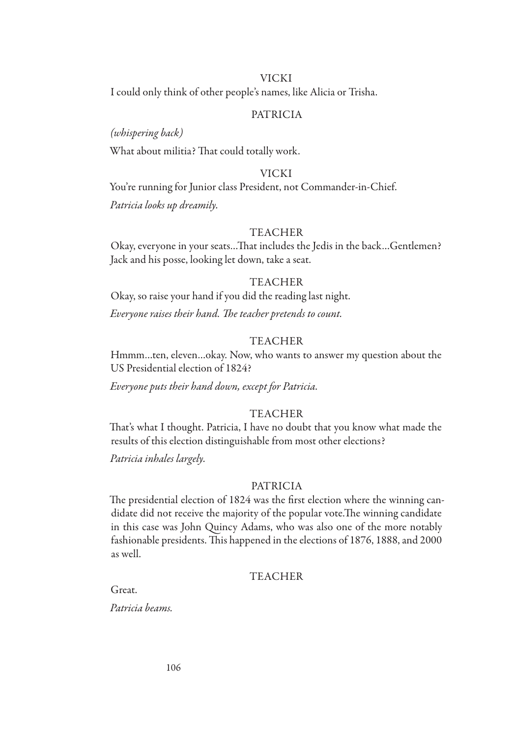VICKI

I could only think of other people's names, like Alicia or Trisha.

PATRICIA

*(whispering back)*

What about militia? That could totally work.

VICKI

You're running for Junior class President, not Commander-in-Chief.

*Patricia looks up dreamily.*

TEACHER

Okay, everyone in your seats...That includes the Jedis in the back...Gentlemen?

Jack and his posse, looking let down, take a seat.

TEACHER

Okay, so raise your hand if you did the reading last night.

*Everyone raises their hand. The teacher pretends to count.*

TEACHER

Hmmm...ten, eleven...okay. Now, who wants to answer my question about the US Presidential election of 1824?

*Everyone puts their hand down, except for Patricia.*

TEACHER

That's what I thought. Patricia, I have no doubt that you know what made the results of this election distinguishable from most other elections?

*Patricia inhales largely.*

PATRICIA

The presidential election of 1824 was the first election where the winning candidate did not receive the majority of the popular vote.The winning candidate in this case was John Quincy Adams, who was also one of the more notably fashionable presidents. This happened in the elections of 1876, 1888, and 2000 as well.

TEACHER

Great.

*Patricia beams.*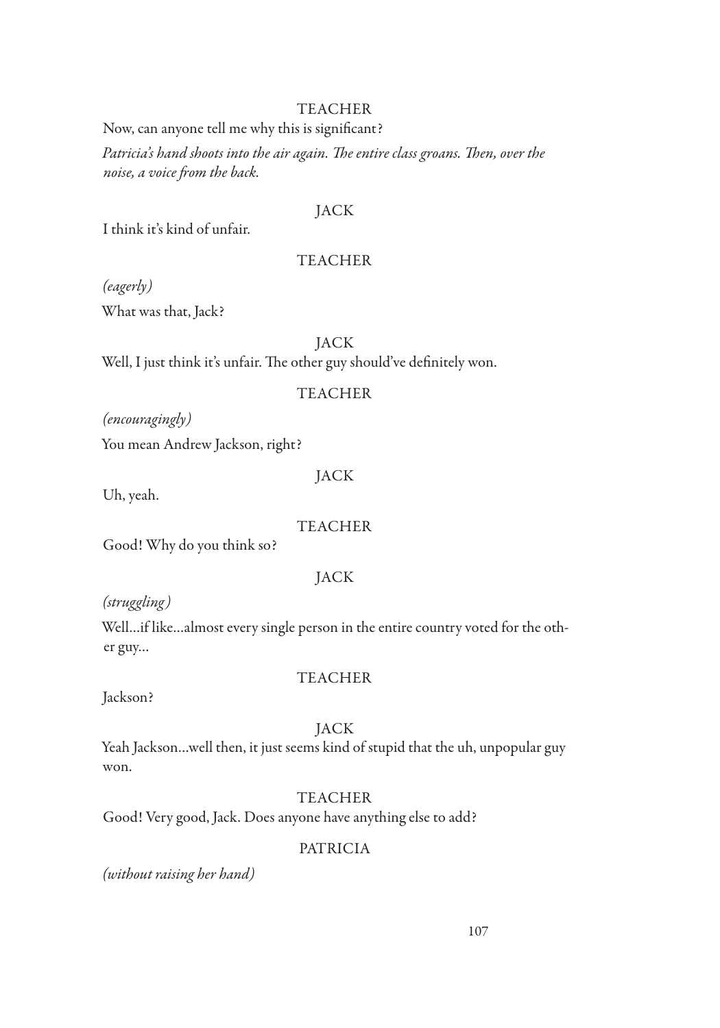TEACHER

Now, can anyone tell me why this is significant?

*Patricia's hand shoots into the air again. The entire class groans. Then, over the noise, a voice from the back.*

JACK

I think it's kind of unfair.

TEACHER

*(eagerly)*

What was that, Jack?

JACK

Well, I just think it's unfair. The other guy should've definitely won.

TEACHER

*(encouragingly)*

You mean Andrew Jackson, right?

JACK

Uh, yeah.

TEACHER

Good! Why do you think so?

JACK

*(struggling)*

Well...if like...almost every single person in the entire country voted for the other guy...

TEACHER

Jackson?

JACK

Yeah Jackson...well then, it just seems kind of stupid that the uh, unpopular guy won.

TEACHER

Good! Very good, Jack. Does anyone have anything else to add?

PATRICIA

*(without raising her hand)*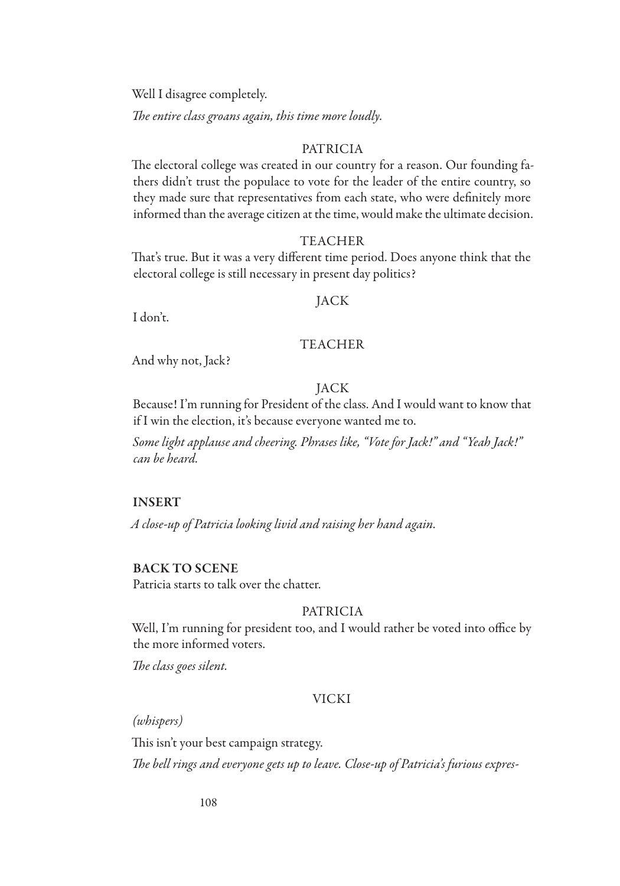Well I disagree completely.

*The entire class groans again, this time more loudly.*

PATRICIA

The electoral college was created in our country for a reason. Our founding fathers didn't trust the populace to vote for the leader of the entire country, so they made sure that representatives from each state, who were definitely more informed than the average citizen at the time, would make the ultimate decision.

TEACHER

That's true. But it was a very different time period. Does anyone think that the electoral college is still necessary in present day politics?

JACK

I don't.

TEACHER

And why not, Jack?

JACK

Because! I'm running for President of the class. And I would want to know that if I win the election, it's because everyone wanted me to.

*Some light applause and cheering. Phrases like, "Vote for Jack!" and "Yeah Jack!" can be heard.*

**INSERT**

*A close-up of Patricia looking livid and raising her hand again.*

**BACK TO SCENE**

Patricia starts to talk over the chatter.

PATRICIA

Well, I'm running for president too, and I would rather be voted into office by the more informed voters.

*The class goes silent.*

VICKI

*(whispers)*

This isn't your best campaign strategy.

*The bell rings and everyone gets up to leave. Close-up of Patricia's furious expres-*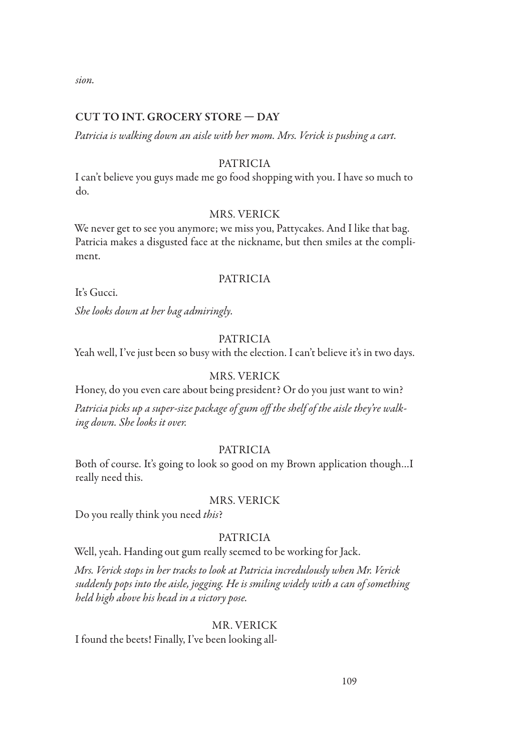*sion.*

**CUT TO INT. GROCERY STORE — DAY**

*Patricia is walking down an aisle with her mom. Mrs. Verick is pushing a cart.*

PATRICIA

I can't believe you guys made me go food shopping with you. I have so much to do.

MRS. VERICK

We never get to see you anymore; we miss you, Pattycakes. And I like that bag. Patricia makes a disgusted face at the nickname, but then smiles at the compliment.

PATRICIA

It's Gucci.

*She looks down at her bag admiringly.*

PATRICIA

Yeah well, I've just been so busy with the election. I can't believe it's in two days.

MRS. VERICK

Honey, do you even care about being president? Or do you just want to win?

*Patricia picks up a super-size package of gum off the shelf of the aisle they're walking down. She looks it over.*

PATRICIA

Both of course. It's going to look so good on my Brown application though…I really need this.

MRS. VERICK

Do you really think you need *this*?

PATRICIA

Well, yeah. Handing out gum really seemed to be working for Jack.

*Mrs. Verick stops in her tracks to look at Patricia incredulously when Mr. Verick suddenly pops into the aisle, jogging. He is smiling widely with a can of something held high above his head in a victory pose.*

MR. VERICK

I found the beets! Finally, I've been looking all-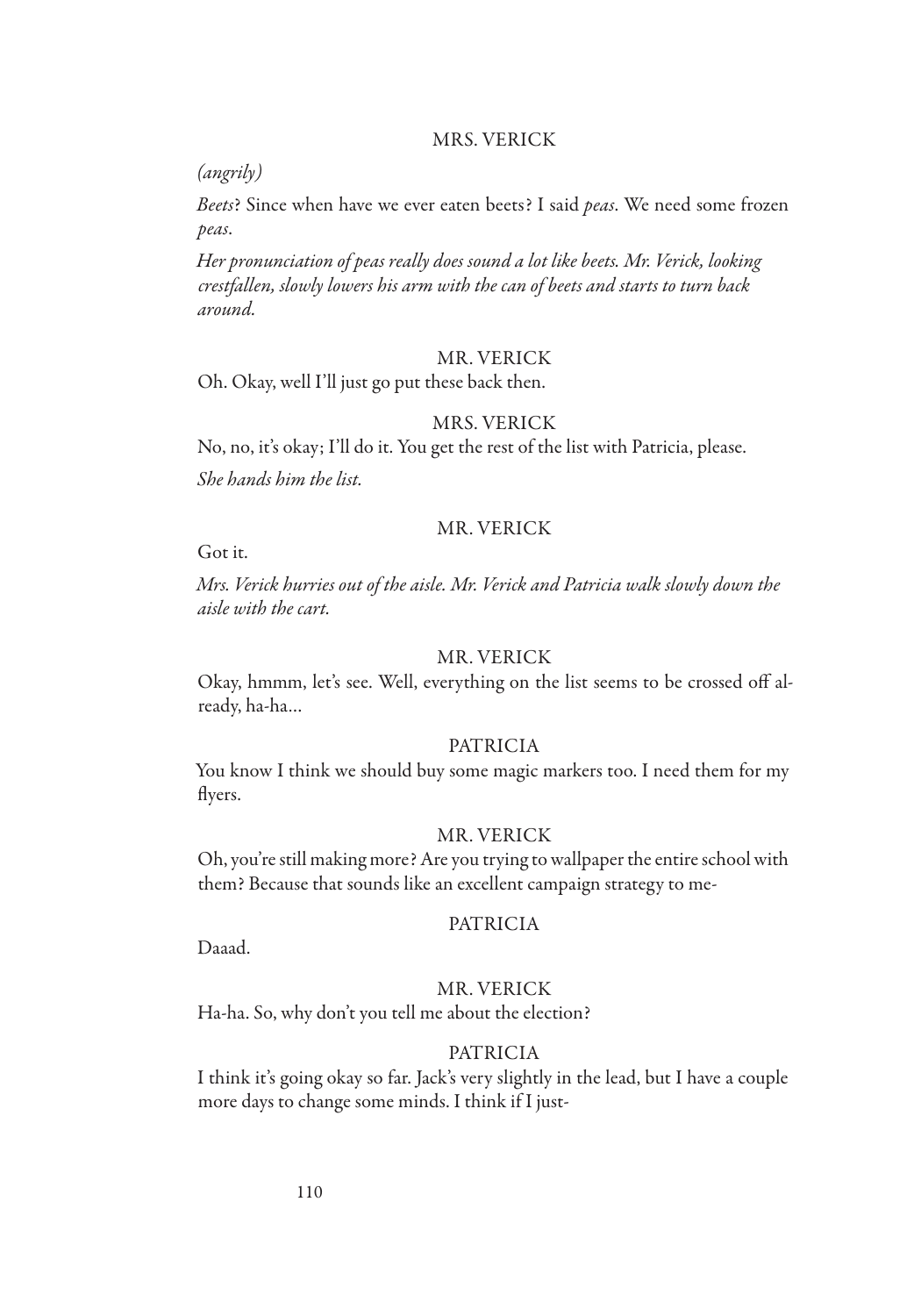MRS. VERICK

*(angrily)*

*Beets*? Since when have we ever eaten beets? I said *peas*. We need some frozen *peas*.

*Her pronunciation of peas really does sound a lot like beets. Mr. Verick, looking crestfallen, slowly lowers his arm with the can of beets and starts to turn back around.*

MR. VERICK

Oh. Okay, well I'll just go put these back then.

MRS. VERICK

No, no, it's okay; I'll do it. You get the rest of the list with Patricia, please.

*She hands him the list.*

MR. VERICK

Got it.

*Mrs. Verick hurries out of the aisle. Mr. Verick and Patricia walk slowly down the aisle with the cart.*

MR. VERICK

Okay, hmmm, let's see. Well, everything on the list seems to be crossed off already, ha-ha…

PATRICIA

You know I think we should buy some magic markers too. I need them for my flyers.

MR. VERICK

Oh, you're still making more? Are you trying to wallpaper the entire school with them? Because that sounds like an excellent campaign strategy to me-

PATRICIA

Daaad.

MR. VERICK

Ha-ha. So, why don't you tell me about the election?

PATRICIA

I think it's going okay so far. Jack's very slightly in the lead, but I have a couple more days to change some minds. I think if I just-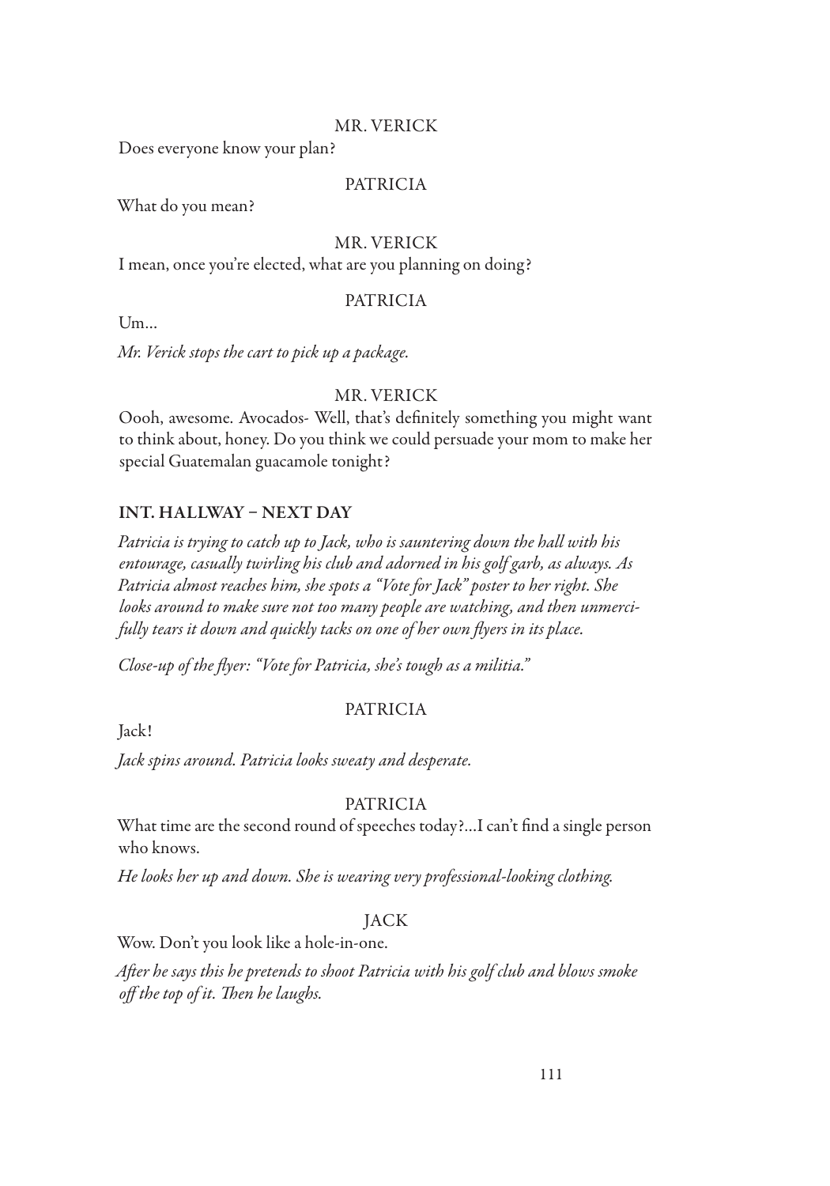MR. VERICK

Does everyone know your plan?

PATRICIA

What do you mean?

MR. VERICK

I mean, once you're elected, what are you planning on doing?

PATRICIA

Um...

*Mr. Verick stops the cart to pick up a package.*

MR. VERICK

Oooh, awesome. Avocados- Well, that's definitely something you might want to think about, honey. Do you think we could persuade your mom to make her special Guatemalan guacamole tonight?

**INT. HALLWAY – NEXT DAY**

*Patricia is trying to catch up to Jack, who is sauntering down the hall with his entourage, casually twirling his club and adorned in his golf garb, as always. As Patricia almost reaches him, she spots a "Vote for Jack" poster to her right. She looks around to make sure not too many people are watching, and then unmercifully tears it down and quickly tacks on one of her own flyers in its place.*

*Close-up of the flyer: "Vote for Patricia, she's tough as a militia."*

PATRICIA

Jack!

*Jack spins around. Patricia looks sweaty and desperate.*

PATRICIA

What time are the second round of speeches today?...I can't find a single person who knows.

*He looks her up and down. She is wearing very professional-looking clothing.*

JACK

Wow. Don't you look like a hole-in-one.

*After he says this he pretends to shoot Patricia with his golf club and blows smoke off the top of it. Then he laughs.*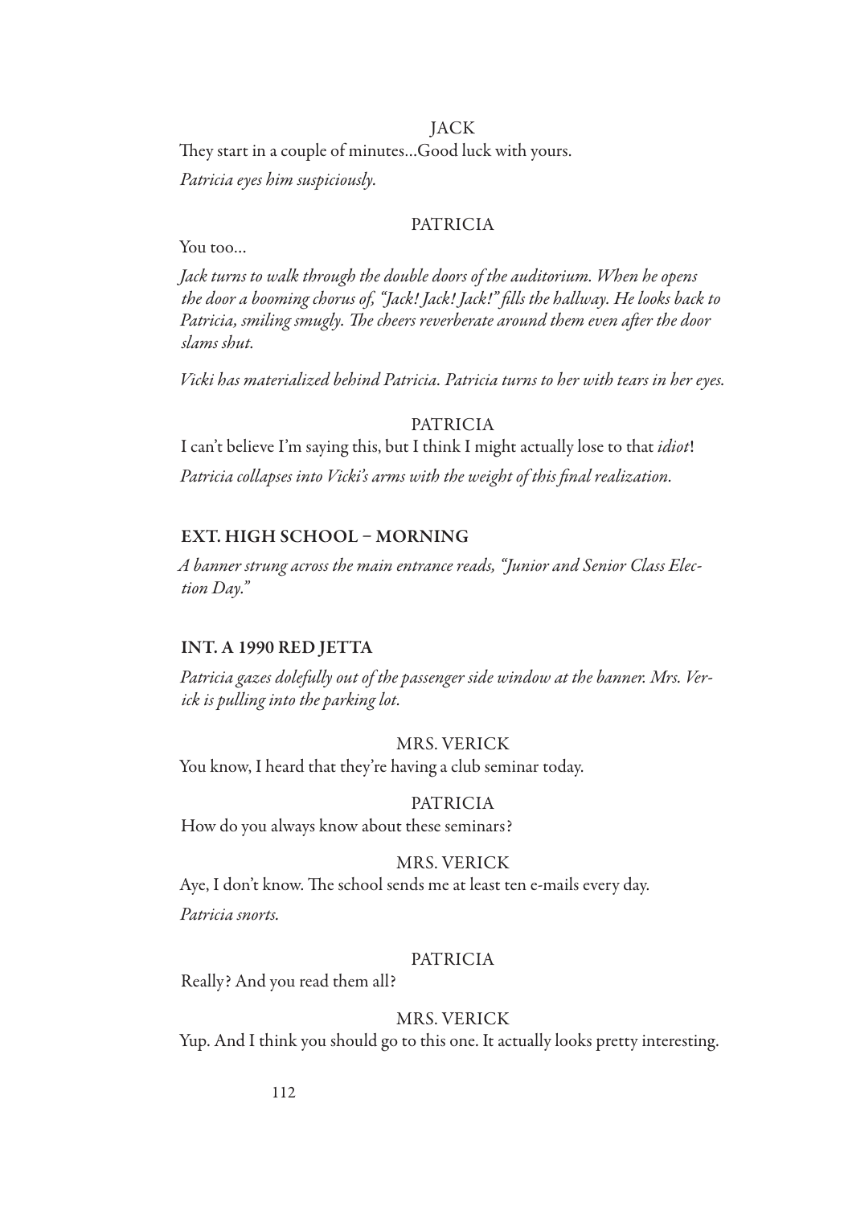JACK

They start in a couple of minutes…Good luck with yours.

*Patricia eyes him suspiciously.*

PATRICIA

You too…

*Jack turns to walk through the double doors of the auditorium. When he opens the door a booming chorus of, "Jack! Jack! Jack!" fills the hallway. He looks back to Patricia, smiling smugly. The cheers reverberate around them even after the door slams shut.*

*Vicki has materialized behind Patricia. Patricia turns to her with tears in her eyes.*

PATRICIA

I can't believe I'm saying this, but I think I might actually lose to that *idiot*!

*Patricia collapses into Vicki's arms with the weight of this final realization.*

**EXT. HIGH SCHOOL – MORNING**

*A banner strung across the main entrance reads, "Junior and Senior Class Election Day."*

**INT. A 1990 RED JETTA**

*Patricia gazes dolefully out of the passenger side window at the banner. Mrs. Verick is pulling into the parking lot.*

MRS. VERICK

You know, I heard that they're having a club seminar today.

PATRICIA

How do you always know about these seminars?

MRS. VERICK

Aye, I don't know. The school sends me at least ten e-mails every day.

*Patricia snorts.*

PATRICIA

Really? And you read them all?

MRS. VERICK

Yup. And I think you should go to this one. It actually looks pretty interesting.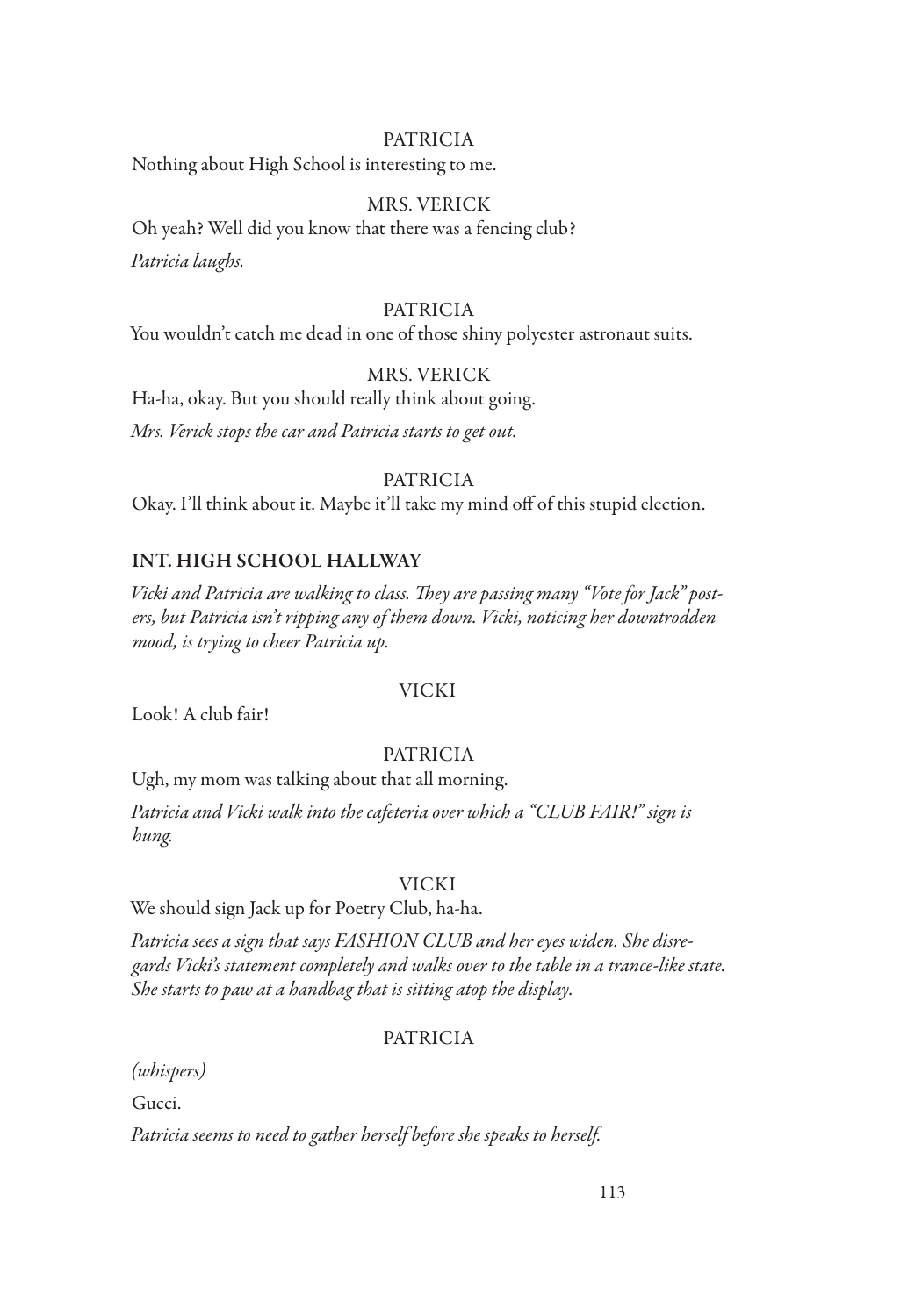PATRICIA

Nothing about High School is interesting to me.

MRS. VERICK

Oh yeah? Well did you know that there was a fencing club?

*Patricia laughs.*

PATRICIA

You wouldn't catch me dead in one of those shiny polyester astronaut suits.

MRS. VERICK

Ha-ha, okay. But you should really think about going.

*Mrs. Verick stops the car and Patricia starts to get out.*

PATRICIA

Okay. I'll think about it. Maybe it'll take my mind off of this stupid election.

**INT. HIGH SCHOOL HALLWAY**

*Vicki and Patricia are walking to class. They are passing many "Vote for Jack" posters, but Patricia isn't ripping any of them down. Vicki, noticing her downtrodden mood, is trying to cheer Patricia up.*

VICKI

Look! A club fair!

PATRICIA

Ugh, my mom was talking about that all morning.

*Patricia and Vicki walk into the cafeteria over which a "CLUB FAIR!" sign is hung.*

VICKI

We should sign Jack up for Poetry Club, ha-ha.

*Patricia sees a sign that says FASHION CLUB and her eyes widen. She disregards Vicki's statement completely and walks over to the table in a trance-like state. She starts to paw at a handbag that is sitting atop the display.*

PATRICIA

*(whispers)*

Gucci.

*Patricia seems to need to gather herself before she speaks to herself.*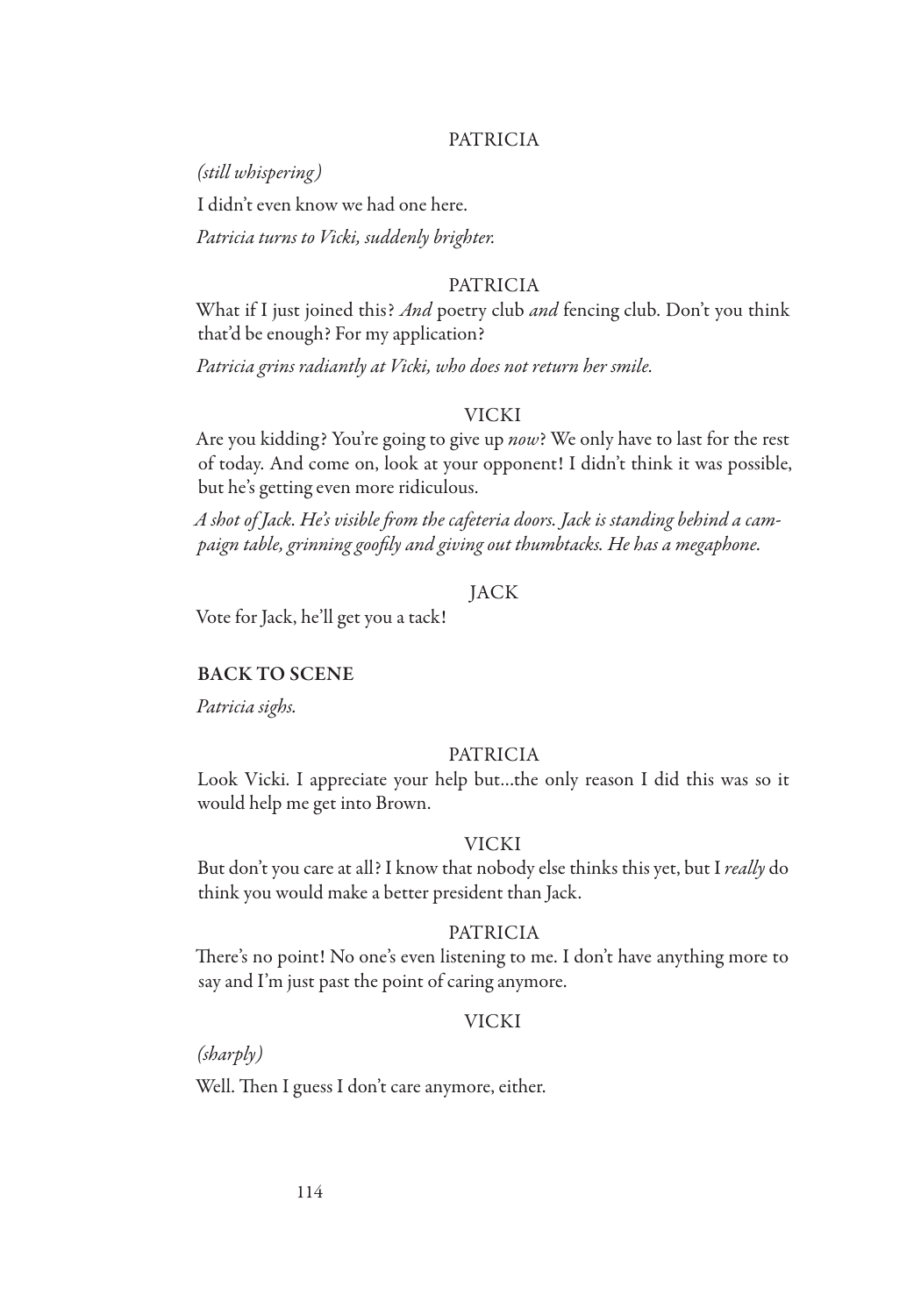PATRICIA

*(still whispering)*

I didn't even know we had one here.

*Patricia turns to Vicki, suddenly brighter.*

PATRICIA

What if I just joined this? *And* poetry club *and* fencing club. Don't you think that'd be enough? For my application?

*Patricia grins radiantly at Vicki, who does not return her smile.*

VICKI

Are you kidding? You're going to give up *now*? We only have to last for the rest of today. And come on, look at your opponent! I didn't think it was possible, but he's getting even more ridiculous.

*A shot of Jack. He's visible from the cafeteria doors. Jack is standing behind a campaign table, grinning goofily and giving out thumbtacks. He has a megaphone.*

JACK

Vote for Jack, he'll get you a tack!

**BACK TO SCENE**

*Patricia sighs.*

PATRICIA

Look Vicki. I appreciate your help but...the only reason I did this was so it would help me get into Brown.

VICKI

But don't you care at all? I know that nobody else thinks this yet, but I *really* do think you would make a better president than Jack.

PATRICIA

There's no point! No one's even listening to me. I don't have anything more to say and I'm just past the point of caring anymore.

VICKI

*(sharply)*

Well. Then I guess I don't care anymore, either.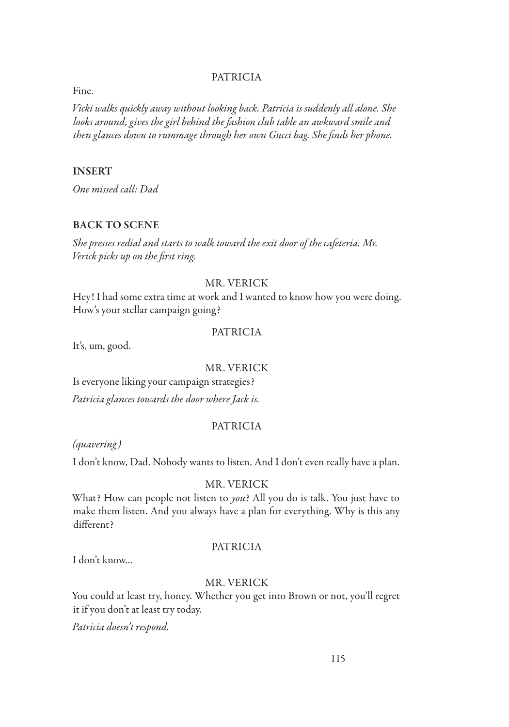PATRICIA

Fine.

*Vicki walks quickly away without looking back. Patricia is suddenly all alone. She looks around, gives the girl behind the fashion club table an awkward smile and then glances down to rummage through her own Gucci bag. She finds her phone.*

**INSERT**

*One missed call: Dad*

**BACK TO SCENE**

*She presses redial and starts to walk toward the exit door of the cafeteria. Mr. Verick picks up on the first ring.*

MR. VERICK

Hey! I had some extra time at work and I wanted to know how you were doing. How's your stellar campaign going?

PATRICIA

It's, um, good.

MR. VERICK

Is everyone liking your campaign strategies?

*Patricia glances towards the door where Jack is.*

PATRICIA

*(quavering)*

I don't know, Dad. Nobody wants to listen. And I don't even really have a plan.

MR. VERICK

What? How can people not listen to *you*? All you do is talk. You just have to make them listen. And you always have a plan for everything. Why is this any different?

PATRICIA

I don't know...

MR. VERICK

You could at least try, honey. Whether you get into Brown or not, you'll regret it if you don't at least try today.

*Patricia doesn't respond.*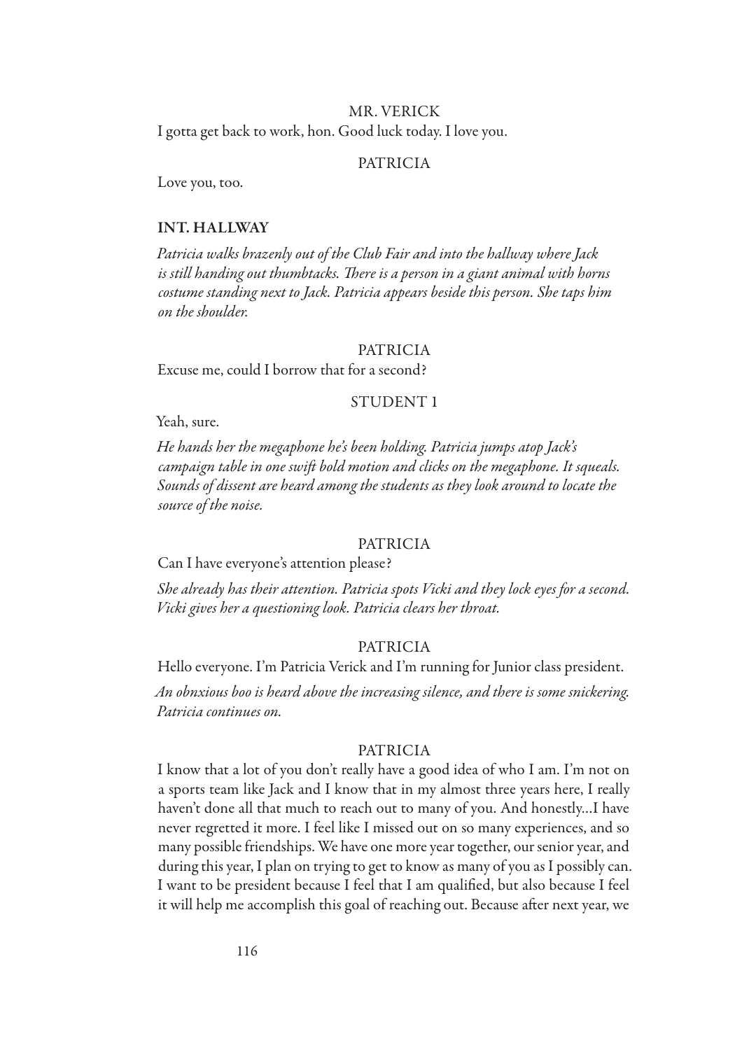MR. VERICK

I gotta get back to work, hon. Good luck today. I love you.

PATRICIA

Love you, too.

**INT. HALLWAY**

*Patricia walks brazenly out of the Club Fair and into the hallway where Jack is still handing out thumbtacks. There is a person in a giant animal with horns costume standing next to Jack. Patricia appears beside this person. She taps him on the shoulder.*

PATRICIA

Excuse me, could I borrow that for a second?

STUDENT 1

Yeah, sure.

*He hands her the megaphone he's been holding. Patricia jumps atop Jack's campaign table in one swift bold motion and clicks on the megaphone. It squeals. Sounds of dissent are heard among the students as they look around to locate the source of the noise.*

PATRICIA

Can I have everyone's attention please?

*She already has their attention. Patricia spots Vicki and they lock eyes for a second. Vicki gives her a questioning look. Patricia clears her throat.*

PATRICIA

Hello everyone. I'm Patricia Verick and I'm running for Junior class president.

*An obnxious boo is heard above the increasing silence, and there is some snickering. Patricia continues on.*

PATRICIA

I know that a lot of you don't really have a good idea of who I am. I'm not on a sports team like Jack and I know that in my almost three years here, I really haven't done all that much to reach out to many of you. And honestly...I have never regretted it more. I feel like I missed out on so many experiences, and so many possible friendships. We have one more year together, our senior year, and during this year, I plan on trying to get to know as many of you as I possibly can. I want to be president because I feel that I am qualified, but also because I feel it will help me accomplish this goal of reaching out. Because after next year, we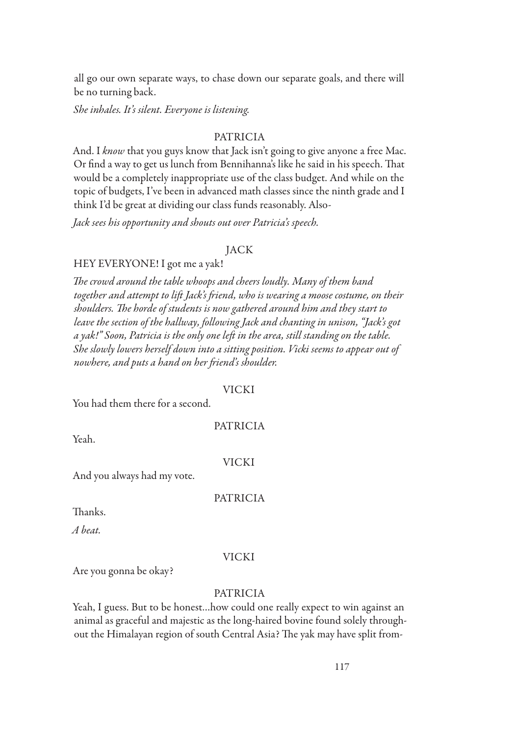all go our own separate ways, to chase down our separate goals, and there will be no turning back.

*She inhales. It's silent. Everyone is listening.*

PATRICIA

And. I *know* that you guys know that Jack isn't going to give anyone a free Mac. Or find a way to get us lunch from Bennihanna's like he said in his speech. That would be a completely inappropriate use of the class budget. And while on the topic of budgets, I've been in advanced math classes since the ninth grade and I think I'd be great at dividing our class funds reasonably. Also-

*Jack sees his opportunity and shouts out over Patricia's speech.*

JACK

HEY EVERYONE! I got me a yak!

*The crowd around the table whoops and cheers loudly. Many of them band together and attempt to lift Jack's friend, who is wearing a moose costume, on their shoulders. The horde of students is now gathered around him and they start to leave the section of the hallway, following Jack and chanting in unison, "Jack's got a yak!" Soon, Patricia is the only one left in the area, still standing on the table. She slowly lowers herself down into a sitting position. Vicki seems to appear out of nowhere, and puts a hand on her friend's shoulder.*

VICKI

You had them there for a second.

PATRICIA

Yeah.

VICKI

And you always had my vote.

PATRICIA

Thanks.

*A beat.*

VICKI

Are you gonna be okay?

PATRICIA

Yeah, I guess. But to be honest...how could one really expect to win against an animal as graceful and majestic as the long-haired bovine found solely throughout the Himalayan region of south Central Asia? The yak may have split from-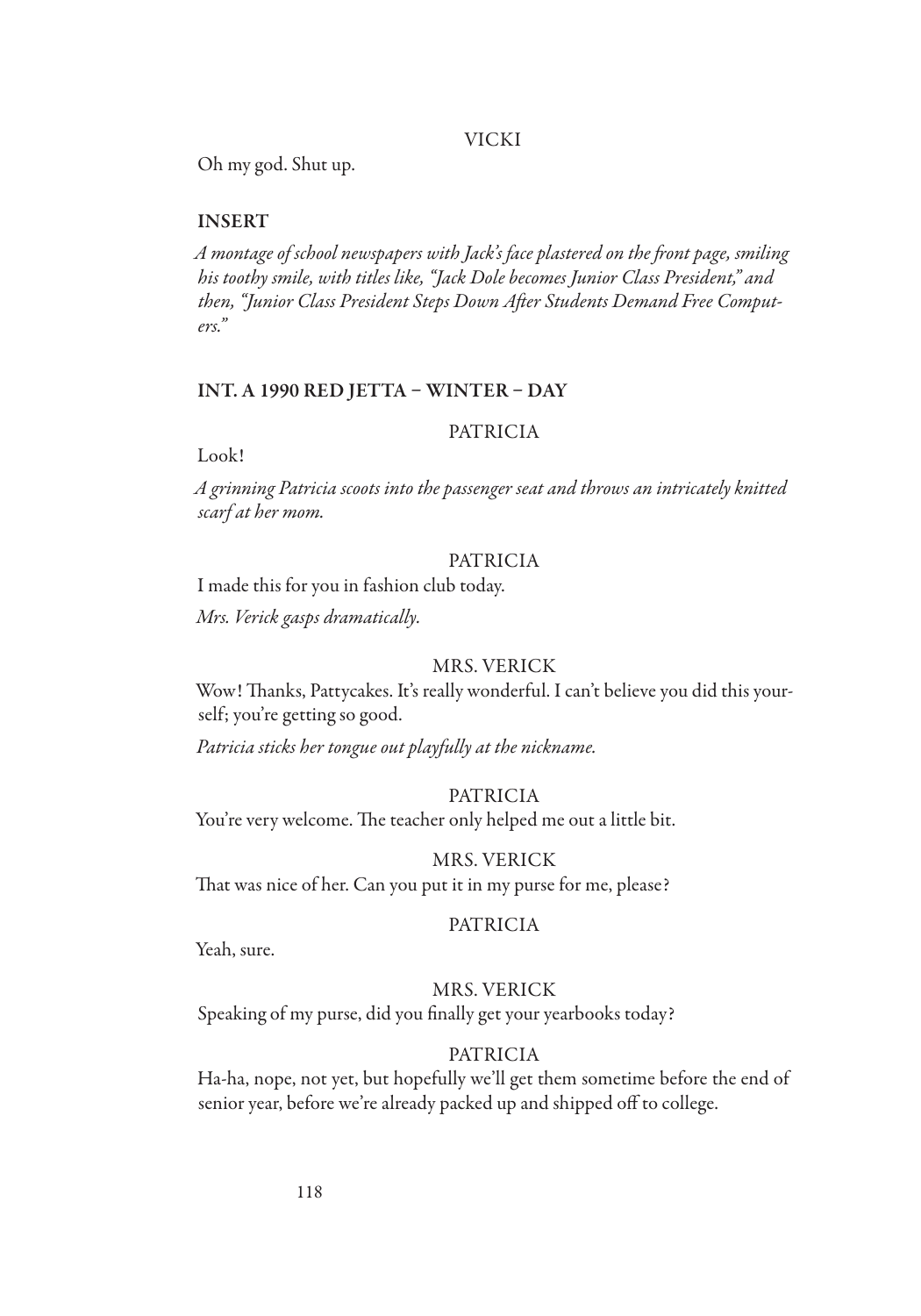VICKI

Oh my god. Shut up.

**INSERT**

*A montage of school newspapers with Jack's face plastered on the front page, smiling his toothy smile, with titles like, "Jack Dole becomes Junior Class President," and then, "Junior Class President Steps Down After Students Demand Free Computers."*

**INT. A 1990 RED JETTA – WINTER – DAY**

PATRICIA

Look!

*A grinning Patricia scoots into the passenger seat and throws an intricately knitted scarf at her mom.*

PATRICIA

I made this for you in fashion club today.

*Mrs. Verick gasps dramatically.*

MRS. VERICK

Wow! Thanks, Pattycakes. It's really wonderful. I can't believe you did this yourself; you're getting so good.

*Patricia sticks her tongue out playfully at the nickname.*

PATRICIA

You're very welcome. The teacher only helped me out a little bit.

MRS. VERICK

That was nice of her. Can you put it in my purse for me, please?

PATRICIA

Yeah, sure.

MRS. VERICK

Speaking of my purse, did you finally get your yearbooks today?

PATRICIA

Ha-ha, nope, not yet, but hopefully we'll get them sometime before the end of senior year, before we're already packed up and shipped off to college.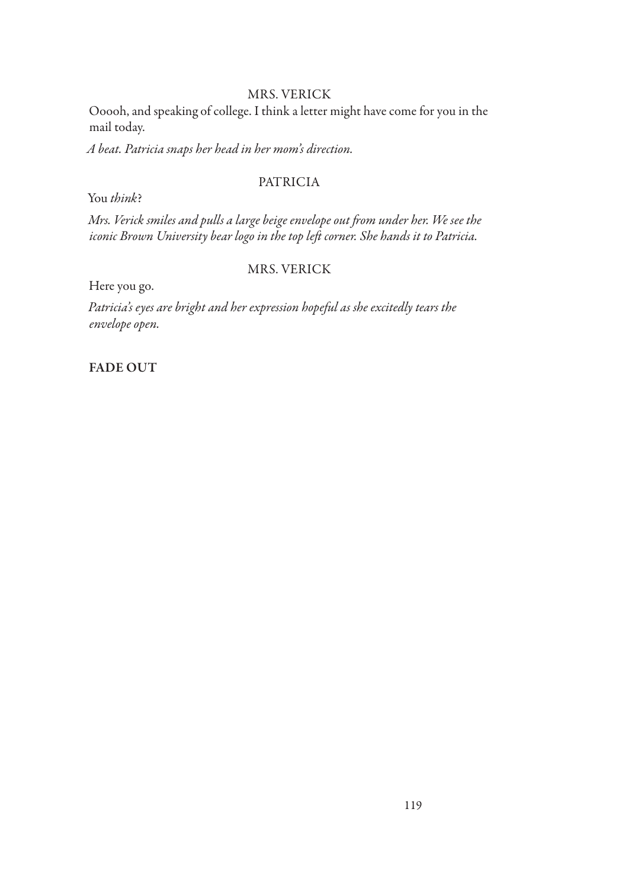MRS. VERICK

Ooooh, and speaking of college. I think a letter might have come for you in the mail today.

*A beat. Patricia snaps her head in her mom's direction.*

PATRICIA

You *think*?

*Mrs. Verick smiles and pulls a large beige envelope out from under her. We see the iconic Brown University bear logo in the top left corner. She hands it to Patricia.*

MRS. VERICK

Here you go.

*Patricia's eyes are bright and her expression hopeful as she excitedly tears the envelope open.*

**FADE OUT**